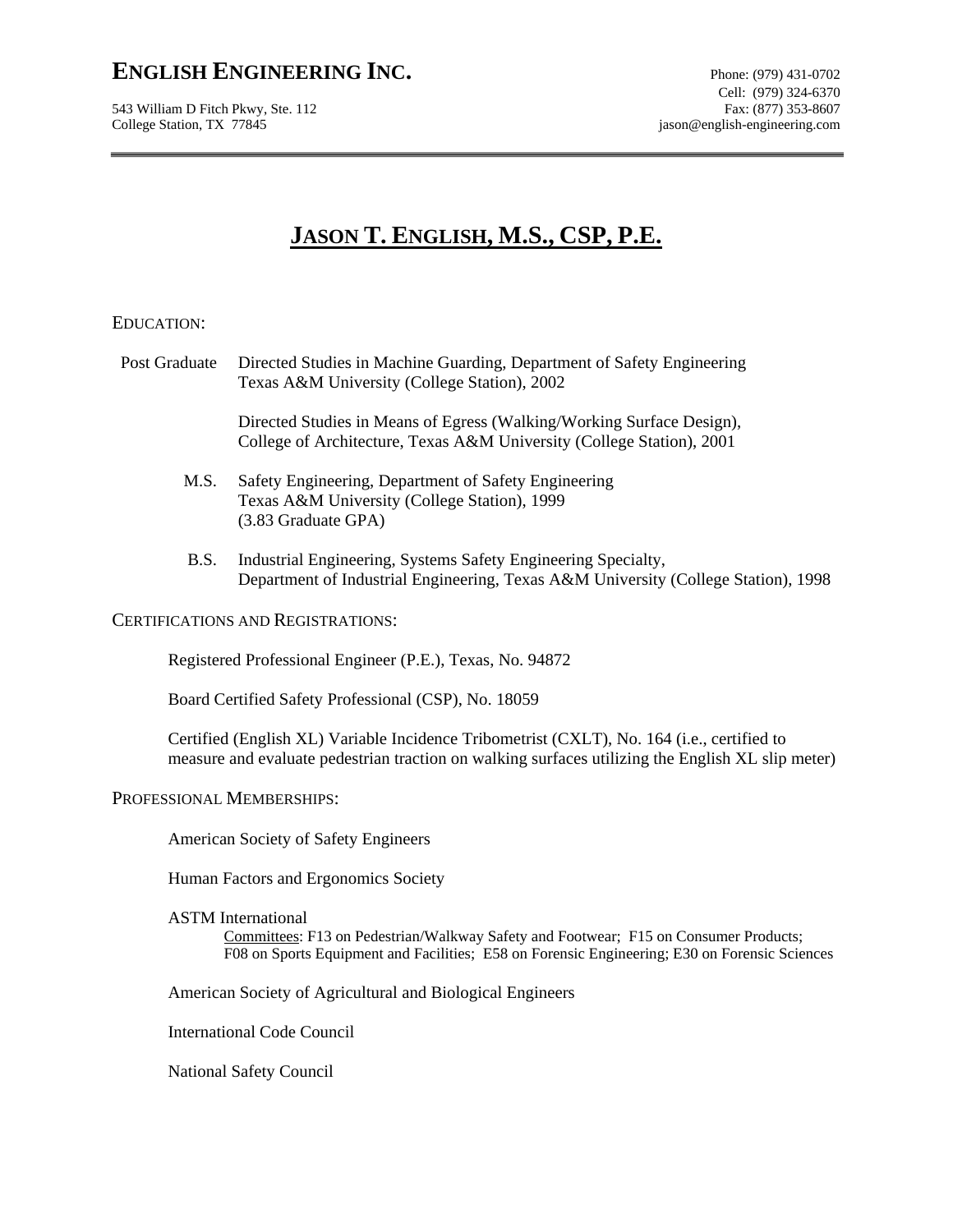# ENGLISH ENGINEERING INC.

543 William D Fitch Pkwy, Ste. 112
College Station, TX 77845

Phone: (979) 431-0702
Cell: (979) 324-6370
Fax: (877) 353-8607
jason@english-engineering.com

---

## JASON T. ENGLISH, M.S., CSP, P.E.

### EDUCATION:

**Post Graduate**
Directed Studies in Machine Guarding, Department of Safety Engineering
Texas A&M University (College Station), 2002

Directed Studies in Means of Egress (Walking/Working Surface Design),
College of Architecture, Texas A&M University (College Station), 2001

**M.S.**
Safety Engineering, Department of Safety Engineering
Texas A&M University (College Station), 1999
(3.83 Graduate GPA)

**B.S.**
Industrial Engineering, Systems Safety Engineering Specialty,
Department of Industrial Engineering, Texas A&M University (College Station), 1998

### CERTIFICATIONS AND REGISTRATIONS:

Registered Professional Engineer (P.E.), Texas, No. 94872

Board Certified Safety Professional (CSP), No. 18059

Certified (English XL) Variable Incidence Tribometrist (CXLT), No. 164 (i.e., certified to measure and evaluate pedestrian traction on walking surfaces utilizing the English XL slip meter)

### PROFESSIONAL MEMBERSHIPS:

American Society of Safety Engineers

Human Factors and Ergonomics Society

ASTM International
Committees: F13 on Pedestrian/Walkway Safety and Footwear; F15 on Consumer Products; F08 on Sports Equipment and Facilities; E58 on Forensic Engineering; E30 on Forensic Sciences

American Society of Agricultural and Biological Engineers

International Code Council

National Safety Council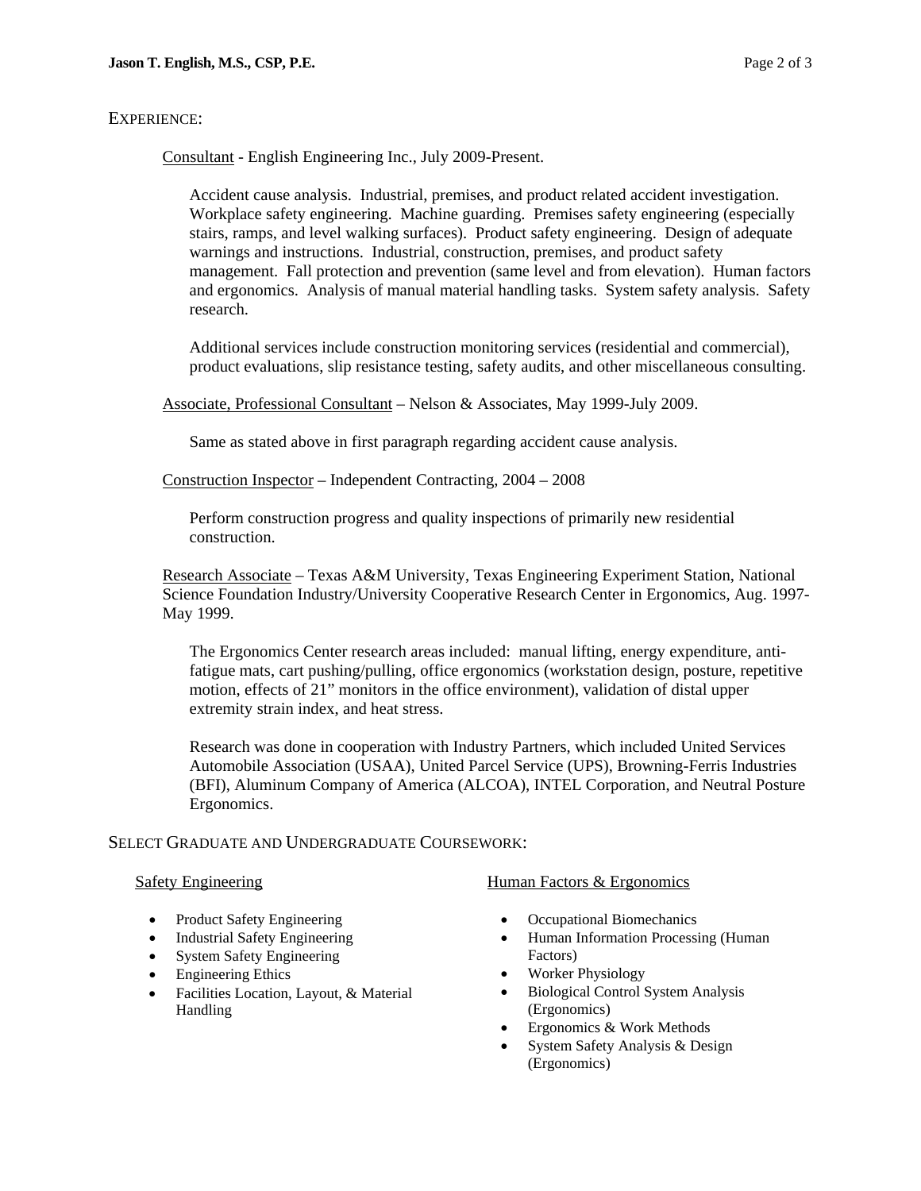## EXPERIENCE:

Consultant - English Engineering Inc., July 2009-Present.

Accident cause analysis. Industrial, premises, and product related accident investigation. Workplace safety engineering. Machine guarding. Premises safety engineering (especially stairs, ramps, and level walking surfaces). Product safety engineering. Design of adequate warnings and instructions. Industrial, construction, premises, and product safety management. Fall protection and prevention (same level and from elevation). Human factors and ergonomics. Analysis of manual material handling tasks. System safety analysis. Safety research.

Additional services include construction monitoring services (residential and commercial), product evaluations, slip resistance testing, safety audits, and other miscellaneous consulting.

Associate, Professional Consultant – Nelson & Associates, May 1999-July 2009.

Same as stated above in first paragraph regarding accident cause analysis.

Construction Inspector – Independent Contracting, 2004 – 2008

Perform construction progress and quality inspections of primarily new residential construction.

Research Associate – Texas A&M University, Texas Engineering Experiment Station, National Science Foundation Industry/University Cooperative Research Center in Ergonomics, Aug. 1997-May 1999.

The Ergonomics Center research areas included: manual lifting, energy expenditure, anti-fatigue mats, cart pushing/pulling, office ergonomics (workstation design, posture, repetitive motion, effects of 21" monitors in the office environment), validation of distal upper extremity strain index, and heat stress.

Research was done in cooperation with Industry Partners, which included United Services Automobile Association (USAA), United Parcel Service (UPS), Browning-Ferris Industries (BFI), Aluminum Company of America (ALCOA), INTEL Corporation, and Neutral Posture Ergonomics.

## SELECT GRADUATE AND UNDERGRADUATE COURSEWORK:

### Safety Engineering

- Product Safety Engineering
- Industrial Safety Engineering
- System Safety Engineering
- Engineering Ethics
- Facilities Location, Layout, & Material Handling

### Human Factors & Ergonomics

- Occupational Biomechanics
- Human Information Processing (Human Factors)
- Worker Physiology
- Biological Control System Analysis (Ergonomics)
- Ergonomics & Work Methods
- System Safety Analysis & Design (Ergonomics)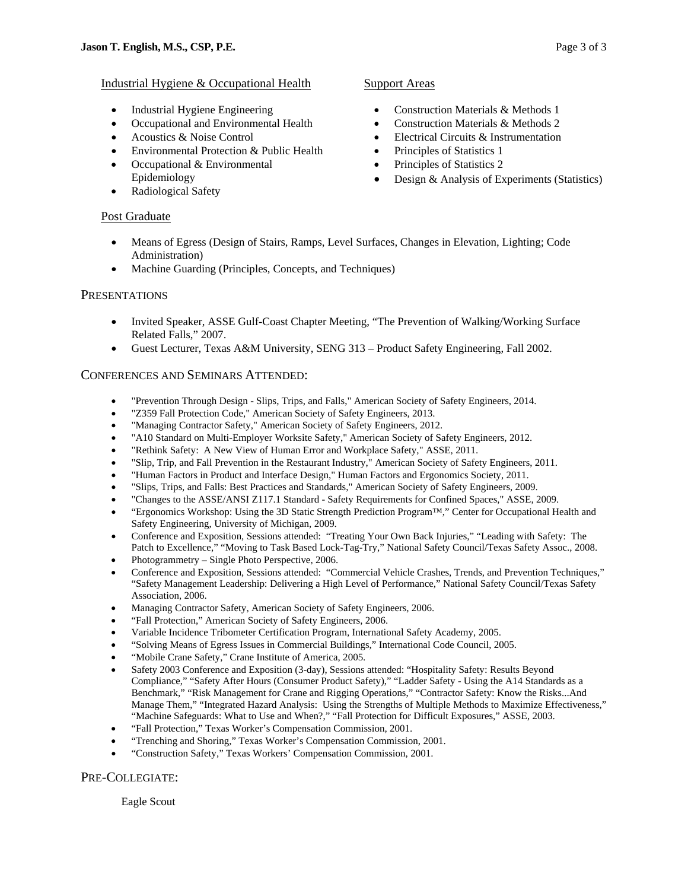Industrial Hygiene & Occupational Health

- Industrial Hygiene Engineering
- Occupational and Environmental Health
- Acoustics & Noise Control
- Environmental Protection & Public Health
- Occupational & Environmental Epidemiology
- Radiological Safety

Support Areas

- Construction Materials & Methods 1
- Construction Materials & Methods 2
- Electrical Circuits & Instrumentation
- Principles of Statistics 1
- Principles of Statistics 2
- Design & Analysis of Experiments (Statistics)

Post Graduate

- Means of Egress (Design of Stairs, Ramps, Level Surfaces, Changes in Elevation, Lighting; Code Administration)
- Machine Guarding (Principles, Concepts, and Techniques)

## PRESENTATIONS

- Invited Speaker, ASSE Gulf-Coast Chapter Meeting, "The Prevention of Walking/Working Surface Related Falls," 2007.
- Guest Lecturer, Texas A&M University, SENG 313 – Product Safety Engineering, Fall 2002.

## CONFERENCES AND SEMINARS ATTENDED:

- "Prevention Through Design - Slips, Trips, and Falls," American Society of Safety Engineers, 2014.
- "Z359 Fall Protection Code," American Society of Safety Engineers, 2013.
- "Managing Contractor Safety," American Society of Safety Engineers, 2012.
- "A10 Standard on Multi-Employer Worksite Safety," American Society of Safety Engineers, 2012.
- "Rethink Safety: A New View of Human Error and Workplace Safety," ASSE, 2011.
- "Slip, Trip, and Fall Prevention in the Restaurant Industry," American Society of Safety Engineers, 2011.
- "Human Factors in Product and Interface Design," Human Factors and Ergonomics Society, 2011.
- "Slips, Trips, and Falls: Best Practices and Standards," American Society of Safety Engineers, 2009.
- "Changes to the ASSE/ANSI Z117.1 Standard - Safety Requirements for Confined Spaces," ASSE, 2009.
- "Ergonomics Workshop: Using the 3D Static Strength Prediction Program™," Center for Occupational Health and Safety Engineering, University of Michigan, 2009.
- Conference and Exposition, Sessions attended: "Treating Your Own Back Injuries," "Leading with Safety: The Patch to Excellence," "Moving to Task Based Lock-Tag-Try," National Safety Council/Texas Safety Assoc., 2008.
- Photogrammetry – Single Photo Perspective, 2006.
- Conference and Exposition, Sessions attended: "Commercial Vehicle Crashes, Trends, and Prevention Techniques," "Safety Management Leadership: Delivering a High Level of Performance," National Safety Council/Texas Safety Association, 2006.
- Managing Contractor Safety, American Society of Safety Engineers, 2006.
- "Fall Protection," American Society of Safety Engineers, 2006.
- Variable Incidence Tribometer Certification Program, International Safety Academy, 2005.
- "Solving Means of Egress Issues in Commercial Buildings," International Code Council, 2005.
- "Mobile Crane Safety," Crane Institute of America, 2005.
- Safety 2003 Conference and Exposition (3-day), Sessions attended: "Hospitality Safety: Results Beyond Compliance," "Safety After Hours (Consumer Product Safety)," "Ladder Safety - Using the A14 Standards as a Benchmark," "Risk Management for Crane and Rigging Operations," "Contractor Safety: Know the Risks...And Manage Them," "Integrated Hazard Analysis: Using the Strengths of Multiple Methods to Maximize Effectiveness," "Machine Safeguards: What to Use and When?," "Fall Protection for Difficult Exposures," ASSE, 2003.
- "Fall Protection," Texas Worker's Compensation Commission, 2001.
- "Trenching and Shoring," Texas Worker's Compensation Commission, 2001.
- "Construction Safety," Texas Workers' Compensation Commission, 2001.

## PRE-COLLEGIATE:

Eagle Scout